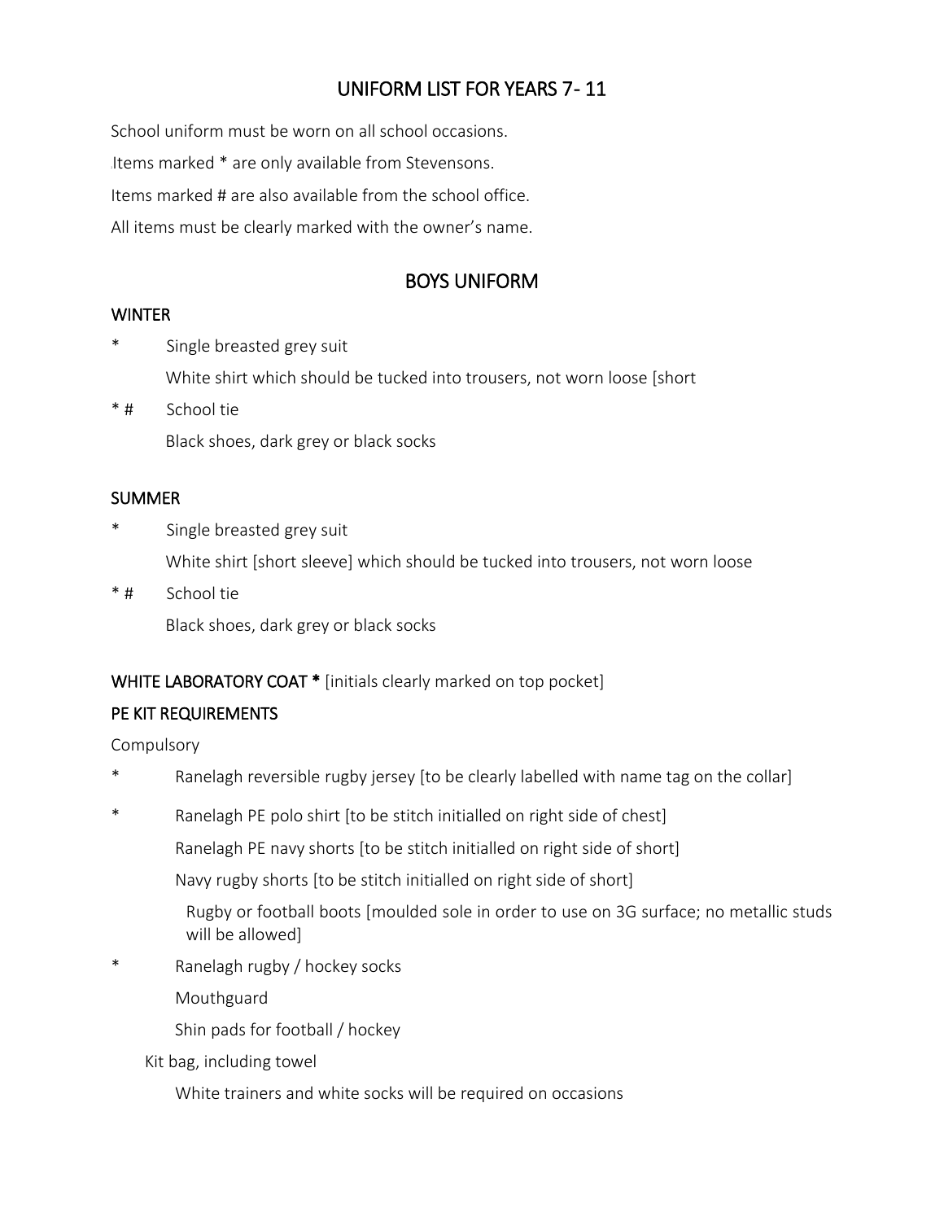# UNIFORM LIST FOR YEARS 7- 11

School uniform must be worn on all school occasions.

Items marked * are only available from Stevensons.

Items marked # are also available from the school office.

All items must be clearly marked with the owner's name.

## BOYS UNIFORM

### WINTER

- * Single breasted grey suit
- White shirt which should be tucked into trousers, not worn loose [short
- * # School tie
- Black shoes, dark grey or black socks

### SUMMER

- * Single breasted grey suit
- White shirt [short sleeve] which should be tucked into trousers, not worn loose
- * # School tie
- Black shoes, dark grey or black socks

### WHITE LABORATORY COAT * [initials clearly marked on top pocket]

### PE KIT REQUIREMENTS

Compulsory

- * Ranelagh reversible rugby jersey [to be clearly labelled with name tag on the collar]
- * Ranelagh PE polo shirt [to be stitch initialled on right side of chest]
- Ranelagh PE navy shorts [to be stitch initialled on right side of short]
- Navy rugby shorts [to be stitch initialled on right side of short]
- Rugby or football boots [moulded sole in order to use on 3G surface; no metallic studs will be allowed]
- * Ranelagh rugby / hockey socks
- Mouthguard
- Shin pads for football / hockey
- Kit bag, including towel
- White trainers and white socks will be required on occasions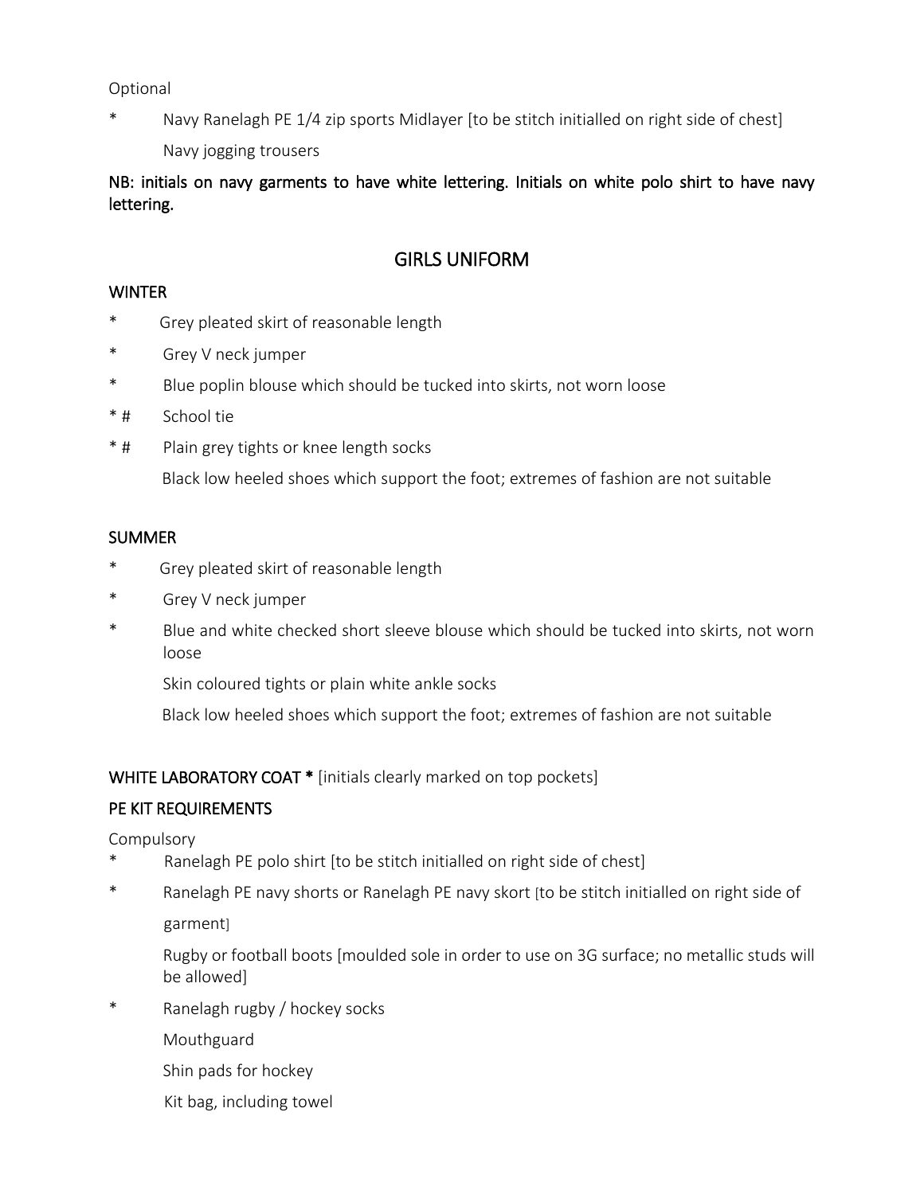Optional

\* Navy Ranelagh PE 1/4 zip sports Midlayer [to be stitch initialled on right side of chest]

  Navy jogging trousers

**NB: initials on navy garments to have white lettering. Initials on white polo shirt to have navy lettering.**

## GIRLS UNIFORM

**WINTER**

\* Grey pleated skirt of reasonable length

\* Grey V neck jumper

\* Blue poplin blouse which should be tucked into skirts, not worn loose

\* # School tie

\* # Plain grey tights or knee length socks

  Black low heeled shoes which support the foot; extremes of fashion are not suitable

**SUMMER**

\* Grey pleated skirt of reasonable length

\* Grey V neck jumper

\* Blue and white checked short sleeve blouse which should be tucked into skirts, not worn loose

  Skin coloured tights or plain white ankle socks

  Black low heeled shoes which support the foot; extremes of fashion are not suitable

**WHITE LABORATORY COAT \*** [initials clearly marked on top pockets]

**PE KIT REQUIREMENTS**

Compulsory

\* Ranelagh PE polo shirt [to be stitch initialled on right side of chest]

\* Ranelagh PE navy shorts or Ranelagh PE navy skort [to be stitch initialled on right side of garment]

  Rugby or football boots [moulded sole in order to use on 3G surface; no metallic studs will be allowed]

\* Ranelagh rugby / hockey socks

  Mouthguard

  Shin pads for hockey

  Kit bag, including towel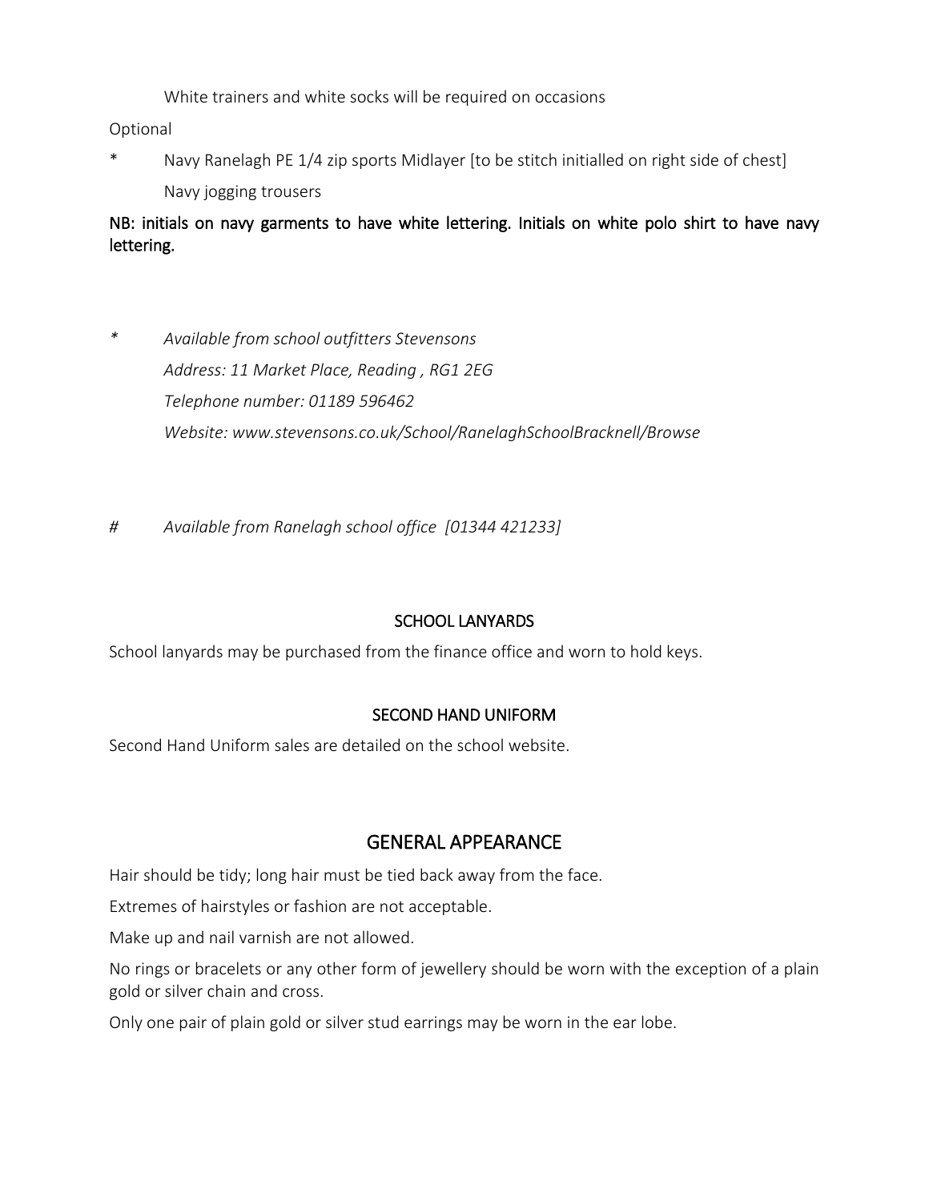White trainers and white socks will be required on occasions

Optional

* Navy Ranelagh PE 1/4 zip sports Midlayer [to be stitch initialled on right side of chest]

  Navy jogging trousers

**NB: initials on navy garments to have white lettering. Initials on white polo shirt to have navy lettering.**

*\* Available from school outfitters Stevensons*
*Address: 11 Market Place, Reading , RG1 2EG*
*Telephone number: 01189 596462*
*Website: www.stevensons.co.uk/School/RanelaghSchoolBracknell/Browse*

*# Available from Ranelagh school office [01344 421233]*

### SCHOOL LANYARDS

School lanyards may be purchased from the finance office and worn to hold keys.

### SECOND HAND UNIFORM

Second Hand Uniform sales are detailed on the school website.

## GENERAL APPEARANCE

Hair should be tidy; long hair must be tied back away from the face.

Extremes of hairstyles or fashion are not acceptable.

Make up and nail varnish are not allowed.

No rings or bracelets or any other form of jewellery should be worn with the exception of a plain gold or silver chain and cross.

Only one pair of plain gold or silver stud earrings may be worn in the ear lobe.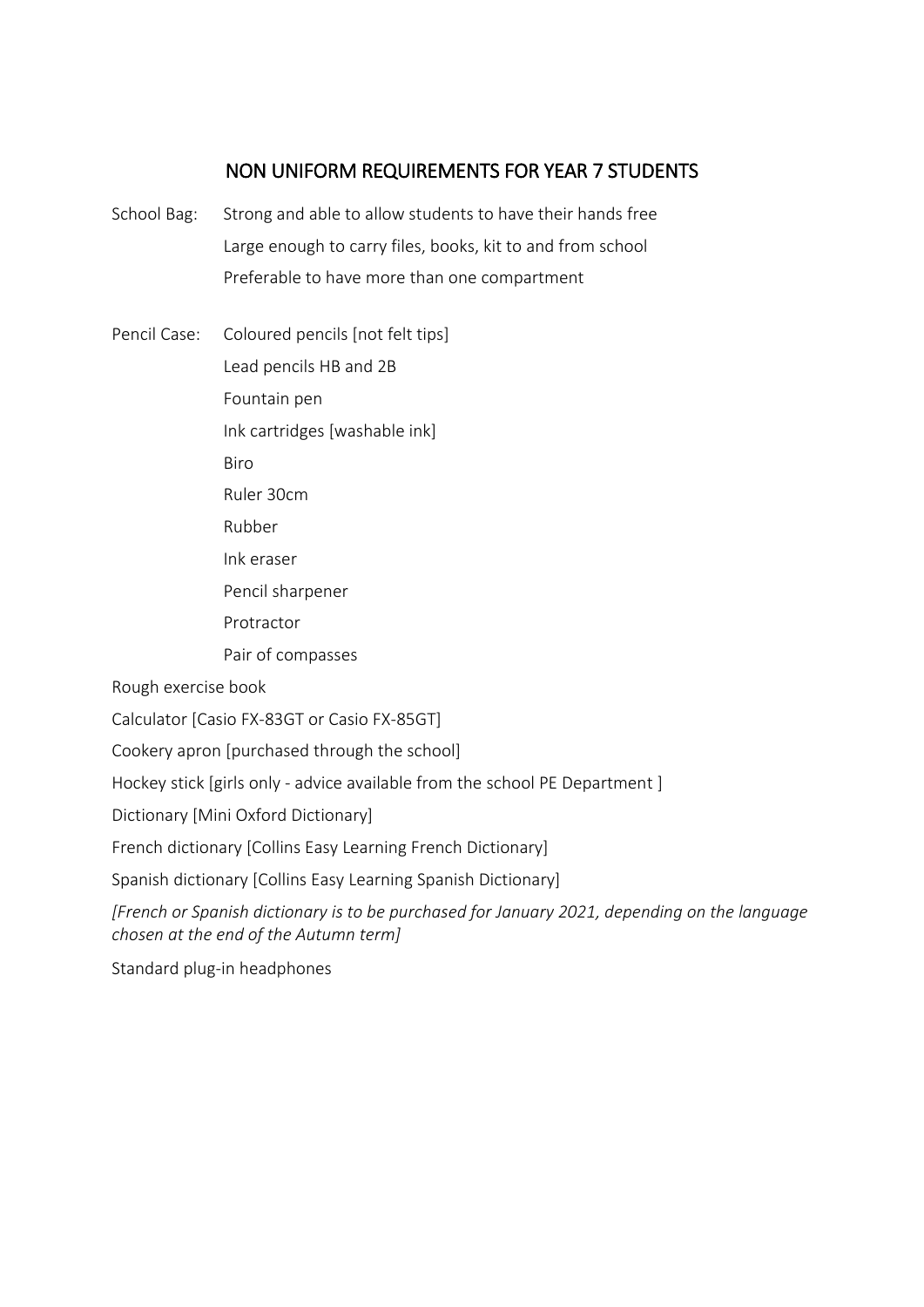# NON UNIFORM REQUIREMENTS FOR YEAR 7 STUDENTS

School Bag: Strong and able to allow students to have their hands free
Large enough to carry files, books, kit to and from school
Preferable to have more than one compartment

Pencil Case: Coloured pencils [not felt tips]
Lead pencils HB and 2B
Fountain pen
Ink cartridges [washable ink]
Biro
Ruler 30cm
Rubber
Ink eraser
Pencil sharpener
Protractor
Pair of compasses

Rough exercise book

Calculator [Casio FX-83GT or Casio FX-85GT]

Cookery apron [purchased through the school]

Hockey stick [girls only - advice available from the school PE Department ]

Dictionary [Mini Oxford Dictionary]

French dictionary [Collins Easy Learning French Dictionary]

Spanish dictionary [Collins Easy Learning Spanish Dictionary]

*[French or Spanish dictionary is to be purchased for January 2021, depending on the language chosen at the end of the Autumn term]*

Standard plug-in headphones